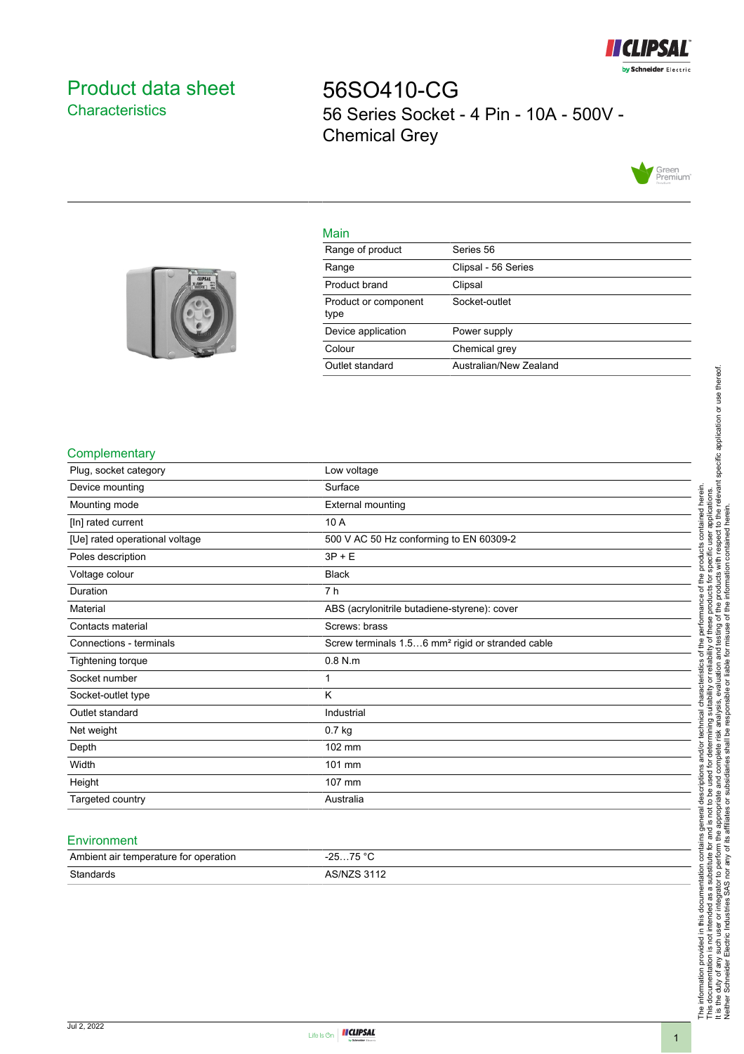# Product data sheet

## Characteristics

# 56SO410-CG

56 Series Socket - 4 Pin - 10A - 500V - Chemical Grey

## Main

| | |
|---|---|
| Range of product | Series 56 |
| Range | Clipsal - 56 Series |
| Product brand | Clipsal |
| Product or component type | Socket-outlet |
| Device application | Power supply |
| Colour | Chemical grey |
| Outlet standard | Australian/New Zealand |

## Complementary

| | |
|---|---|
| Plug, socket category | Low voltage |
| Device mounting | Surface |
| Mounting mode | External mounting |
| [In] rated current | 10 A |
| [Ue] rated operational voltage | 500 V AC 50 Hz conforming to EN 60309-2 |
| Poles description | 3P + E |
| Voltage colour | Black |
| Duration | 7 h |
| Material | ABS (acrylonitrile butadiene-styrene): cover |
| Contacts material | Screws: brass |
| Connections - terminals | Screw terminals 1.5…6 mm² rigid or stranded cable |
| Tightening torque | 0.8 N.m |
| Socket number | 1 |
| Socket-outlet type | K |
| Outlet standard | Industrial |
| Net weight | 0.7 kg |
| Depth | 102 mm |
| Width | 101 mm |
| Height | 107 mm |
| Targeted country | Australia |

## Environment

| | |
|---|---|
| Ambient air temperature for operation | -25…75 °C |
| Standards | AS/NZS 3112 |

The information provided in this documentation contains general descriptions and/or technical characteristics of the performance of the products contained herein. This documentation is not intended as a substitute for and is not to be used for determining suitability or reliability of these products for specific user applications. It is the duty of any such user or integrator to perform the appropriate and complete risk analysis, evaluation and testing of the products with respect to the relevant specific application or use thereof. Neither Schneider Electric Industries SAS nor any of its affiliates or subsidiaries shall be responsible or liable for misuse of the information contained herein.

Jul 2, 2022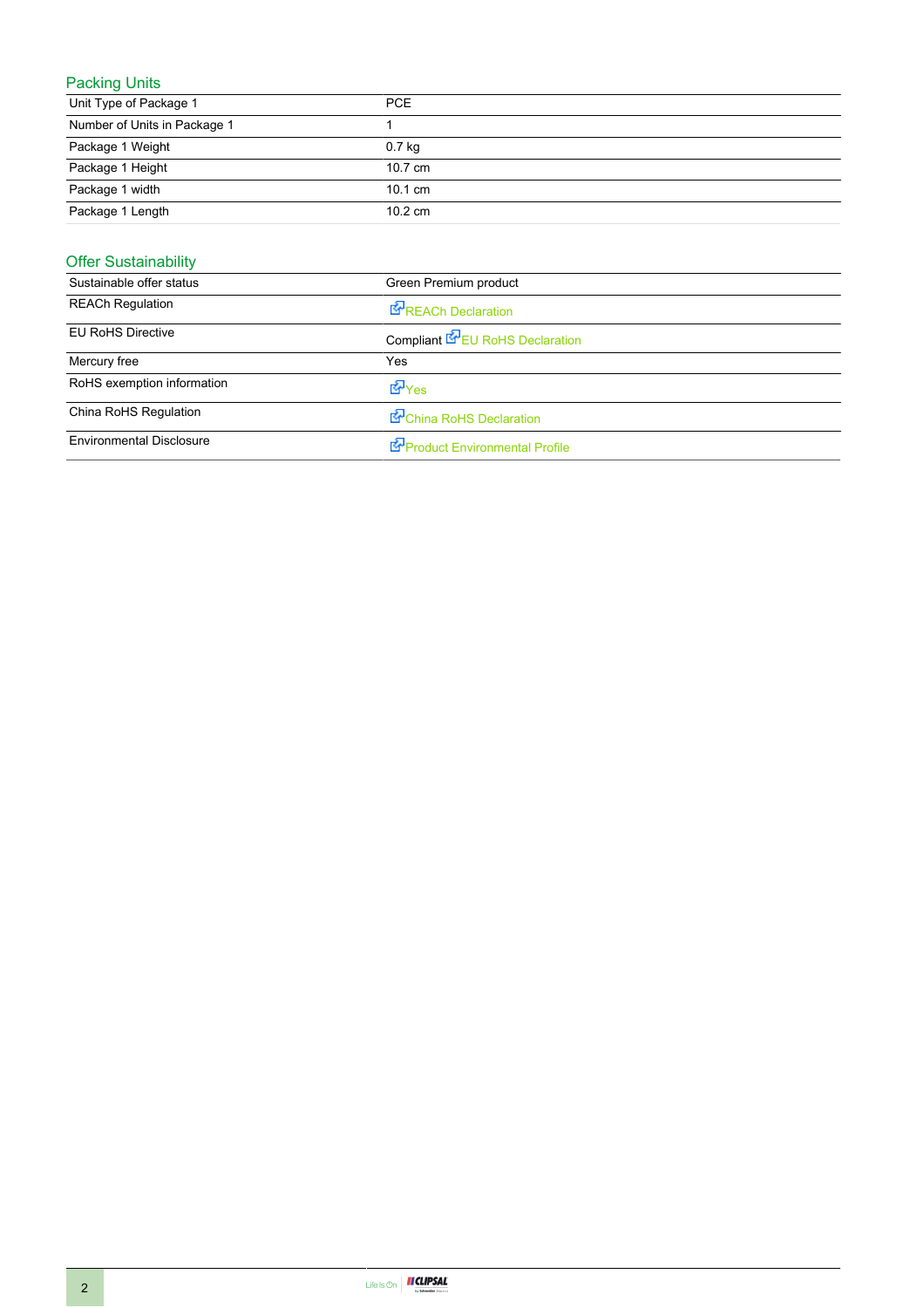## Packing Units

| | |
|---|---|
| Unit Type of Package 1 | PCE |
| Number of Units in Package 1 | 1 |
| Package 1 Weight | 0.7 kg |
| Package 1 Height | 10.7 cm |
| Package 1 width | 10.1 cm |
| Package 1 Length | 10.2 cm |

## Offer Sustainability

| | |
|---|---|
| Sustainable offer status | Green Premium product |
| REACh Regulation | REACh Declaration |
| EU RoHS Directive | Compliant EU RoHS Declaration |
| Mercury free | Yes |
| RoHS exemption information | Yes |
| China RoHS Regulation | China RoHS Declaration |
| Environmental Disclosure | Product Environmental Profile |